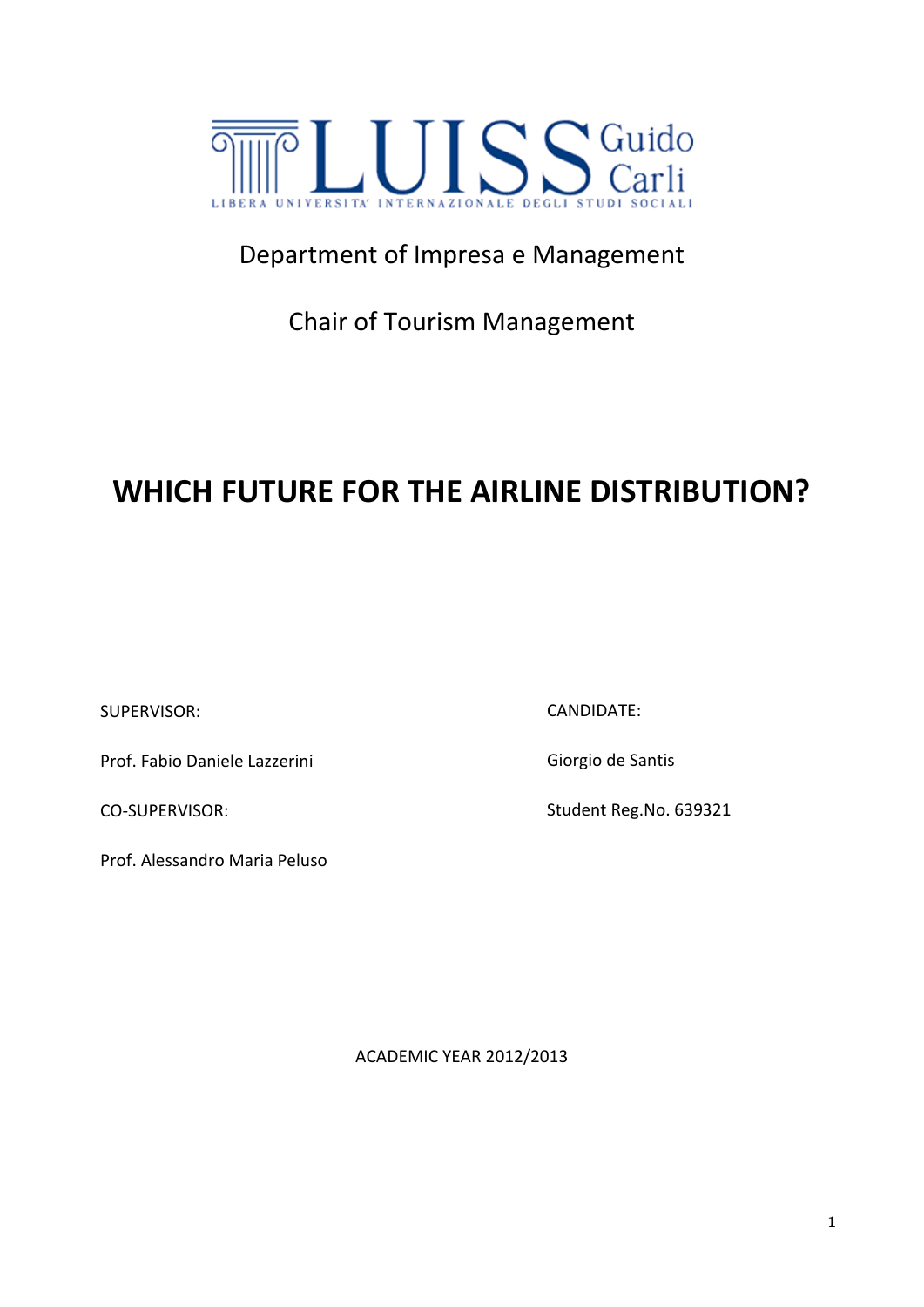LUISS Guido Carli

LIBERA UNIVERSITA' INTERNAZIONALE DEGLI STUDI SOCIALI

Department of Impresa e Management

Chair of Tourism Management

# WHICH FUTURE FOR THE AIRLINE DISTRIBUTION?

SUPERVISOR:

Prof. Fabio Daniele Lazzerini

CO-SUPERVISOR:

Prof. Alessandro Maria Peluso

CANDIDATE:

Giorgio de Santis

Student Reg.No. 639321

ACADEMIC YEAR 2012/2013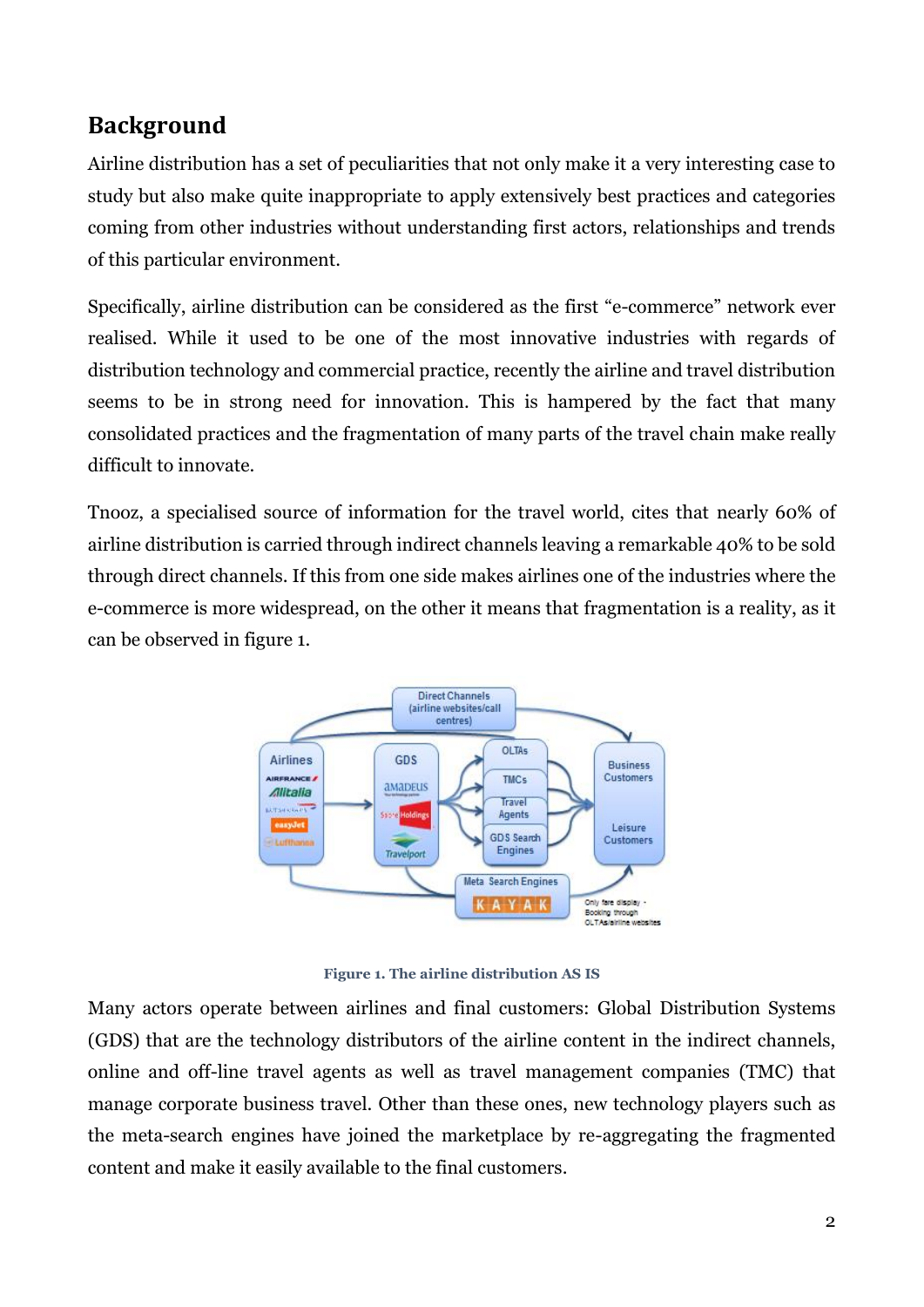## Background

Airline distribution has a set of peculiarities that not only make it a very interesting case to study but also make quite inappropriate to apply extensively best practices and categories coming from other industries without understanding first actors, relationships and trends of this particular environment.

Specifically, airline distribution can be considered as the first "e-commerce" network ever realised. While it used to be one of the most innovative industries with regards of distribution technology and commercial practice, recently the airline and travel distribution seems to be in strong need for innovation. This is hampered by the fact that many consolidated practices and the fragmentation of many parts of the travel chain make really difficult to innovate.

Tnooz, a specialised source of information for the travel world, cites that nearly 60% of airline distribution is carried through indirect channels leaving a remarkable 40% to be sold through direct channels. If this from one side makes airlines one of the industries where the e-commerce is more widespread, on the other it means that fragmentation is a reality, as it can be observed in figure 1.

**Figure 1. The airline distribution AS IS**

Many actors operate between airlines and final customers: Global Distribution Systems (GDS) that are the technology distributors of the airline content in the indirect channels, online and off-line travel agents as well as travel management companies (TMC) that manage corporate business travel. Other than these ones, new technology players such as the meta-search engines have joined the marketplace by re-aggregating the fragmented content and make it easily available to the final customers.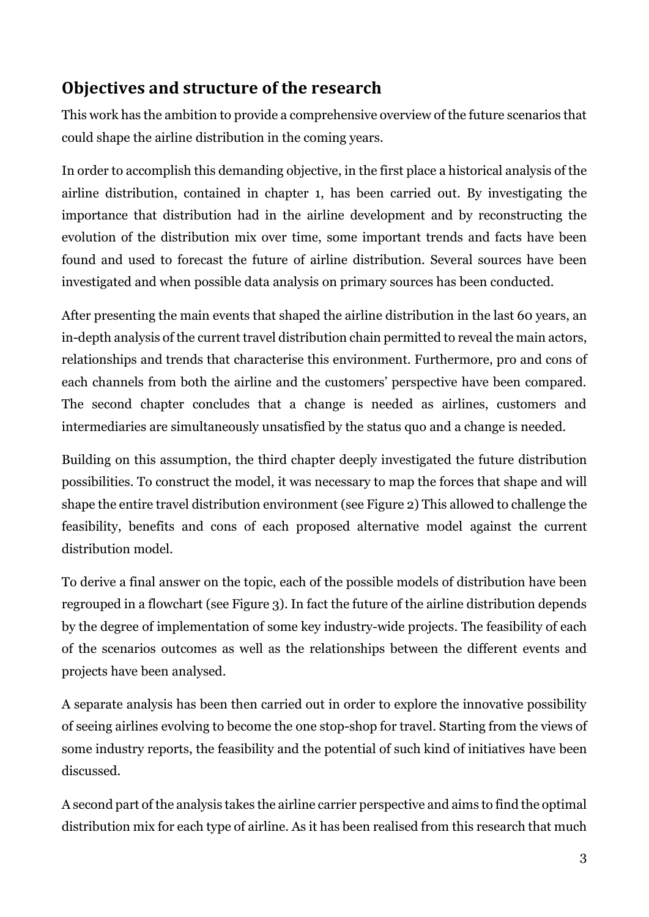## Objectives and structure of the research

This work has the ambition to provide a comprehensive overview of the future scenarios that could shape the airline distribution in the coming years.

In order to accomplish this demanding objective, in the first place a historical analysis of the airline distribution, contained in chapter 1, has been carried out. By investigating the importance that distribution had in the airline development and by reconstructing the evolution of the distribution mix over time, some important trends and facts have been found and used to forecast the future of airline distribution. Several sources have been investigated and when possible data analysis on primary sources has been conducted.

After presenting the main events that shaped the airline distribution in the last 60 years, an in-depth analysis of the current travel distribution chain permitted to reveal the main actors, relationships and trends that characterise this environment. Furthermore, pro and cons of each channels from both the airline and the customers' perspective have been compared. The second chapter concludes that a change is needed as airlines, customers and intermediaries are simultaneously unsatisfied by the status quo and a change is needed.

Building on this assumption, the third chapter deeply investigated the future distribution possibilities. To construct the model, it was necessary to map the forces that shape and will shape the entire travel distribution environment (see Figure 2) This allowed to challenge the feasibility, benefits and cons of each proposed alternative model against the current distribution model.

To derive a final answer on the topic, each of the possible models of distribution have been regrouped in a flowchart (see Figure 3). In fact the future of the airline distribution depends by the degree of implementation of some key industry-wide projects. The feasibility of each of the scenarios outcomes as well as the relationships between the different events and projects have been analysed.

A separate analysis has been then carried out in order to explore the innovative possibility of seeing airlines evolving to become the one stop-shop for travel. Starting from the views of some industry reports, the feasibility and the potential of such kind of initiatives have been discussed.

A second part of the analysis takes the airline carrier perspective and aims to find the optimal distribution mix for each type of airline. As it has been realised from this research that much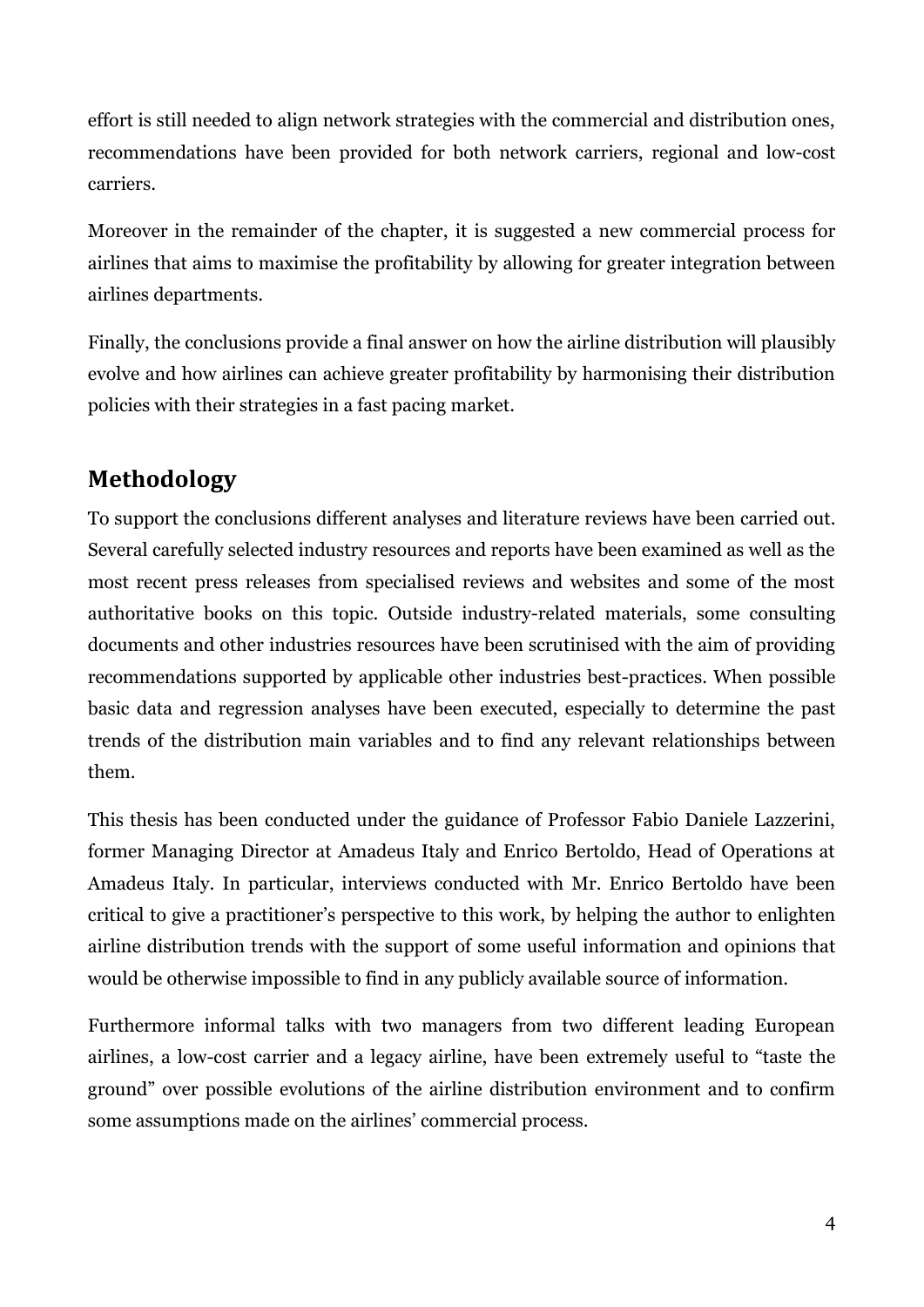effort is still needed to align network strategies with the commercial and distribution ones, recommendations have been provided for both network carriers, regional and low-cost carriers.

Moreover in the remainder of the chapter, it is suggested a new commercial process for airlines that aims to maximise the profitability by allowing for greater integration between airlines departments.

Finally, the conclusions provide a final answer on how the airline distribution will plausibly evolve and how airlines can achieve greater profitability by harmonising their distribution policies with their strategies in a fast pacing market.

## Methodology

To support the conclusions different analyses and literature reviews have been carried out. Several carefully selected industry resources and reports have been examined as well as the most recent press releases from specialised reviews and websites and some of the most authoritative books on this topic. Outside industry-related materials, some consulting documents and other industries resources have been scrutinised with the aim of providing recommendations supported by applicable other industries best-practices. When possible basic data and regression analyses have been executed, especially to determine the past trends of the distribution main variables and to find any relevant relationships between them.

This thesis has been conducted under the guidance of Professor Fabio Daniele Lazzerini, former Managing Director at Amadeus Italy and Enrico Bertoldo, Head of Operations at Amadeus Italy. In particular, interviews conducted with Mr. Enrico Bertoldo have been critical to give a practitioner's perspective to this work, by helping the author to enlighten airline distribution trends with the support of some useful information and opinions that would be otherwise impossible to find in any publicly available source of information.

Furthermore informal talks with two managers from two different leading European airlines, a low-cost carrier and a legacy airline, have been extremely useful to "taste the ground" over possible evolutions of the airline distribution environment and to confirm some assumptions made on the airlines' commercial process.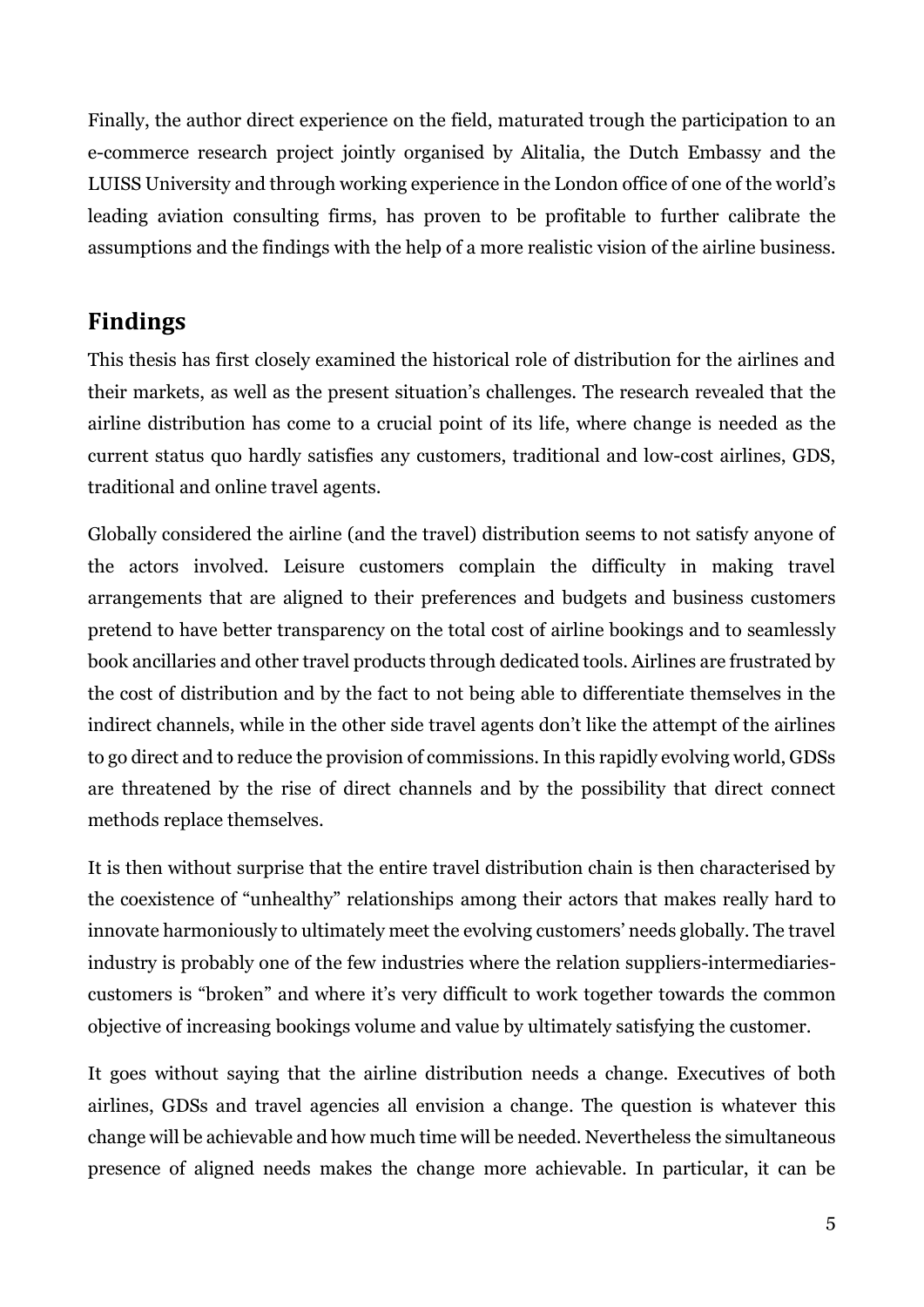Finally, the author direct experience on the field, maturated trough the participation to an e-commerce research project jointly organised by Alitalia, the Dutch Embassy and the LUISS University and through working experience in the London office of one of the world's leading aviation consulting firms, has proven to be profitable to further calibrate the assumptions and the findings with the help of a more realistic vision of the airline business.

## Findings

This thesis has first closely examined the historical role of distribution for the airlines and their markets, as well as the present situation's challenges. The research revealed that the airline distribution has come to a crucial point of its life, where change is needed as the current status quo hardly satisfies any customers, traditional and low-cost airlines, GDS, traditional and online travel agents.

Globally considered the airline (and the travel) distribution seems to not satisfy anyone of the actors involved. Leisure customers complain the difficulty in making travel arrangements that are aligned to their preferences and budgets and business customers pretend to have better transparency on the total cost of airline bookings and to seamlessly book ancillaries and other travel products through dedicated tools. Airlines are frustrated by the cost of distribution and by the fact to not being able to differentiate themselves in the indirect channels, while in the other side travel agents don't like the attempt of the airlines to go direct and to reduce the provision of commissions. In this rapidly evolving world, GDSs are threatened by the rise of direct channels and by the possibility that direct connect methods replace themselves.

It is then without surprise that the entire travel distribution chain is then characterised by the coexistence of "unhealthy" relationships among their actors that makes really hard to innovate harmoniously to ultimately meet the evolving customers' needs globally. The travel industry is probably one of the few industries where the relation suppliers-intermediaries-customers is "broken" and where it's very difficult to work together towards the common objective of increasing bookings volume and value by ultimately satisfying the customer.

It goes without saying that the airline distribution needs a change. Executives of both airlines, GDSs and travel agencies all envision a change. The question is whatever this change will be achievable and how much time will be needed. Nevertheless the simultaneous presence of aligned needs makes the change more achievable. In particular, it can be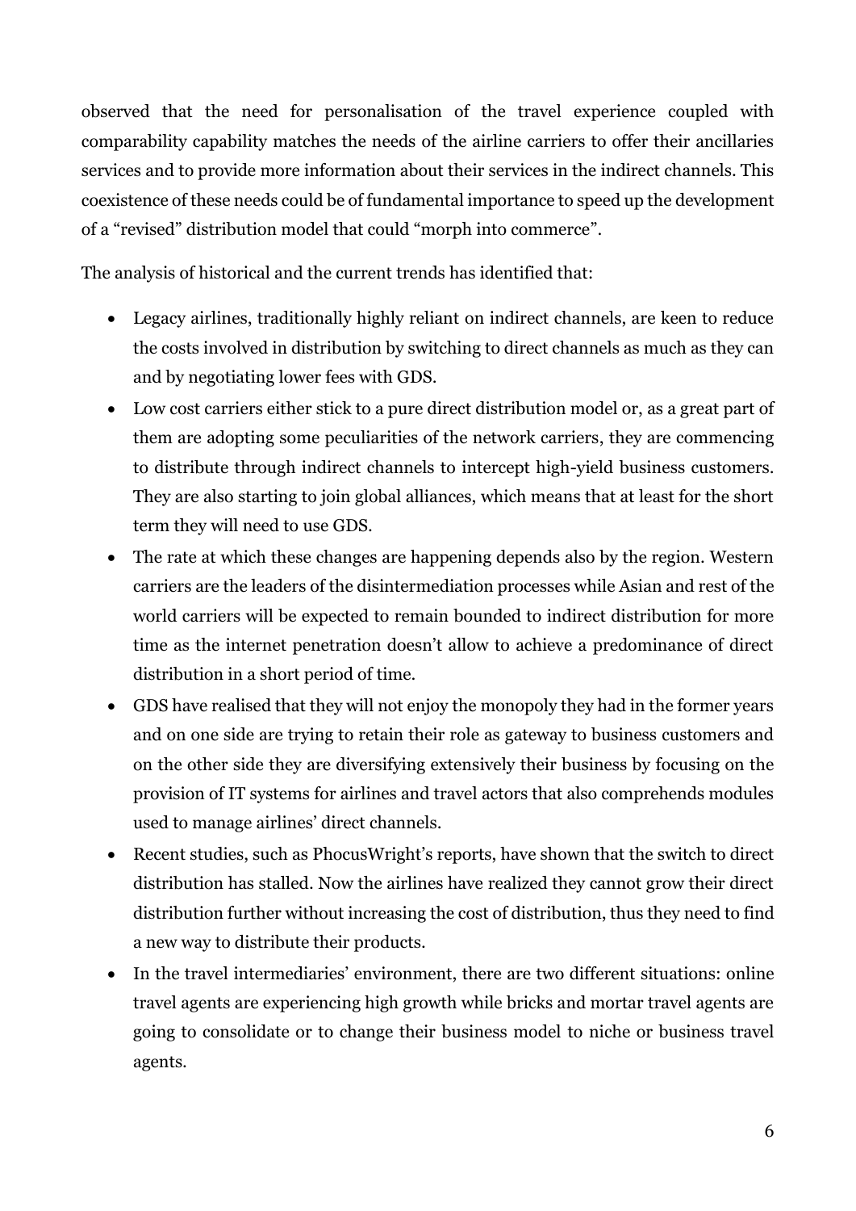observed that the need for personalisation of the travel experience coupled with comparability capability matches the needs of the airline carriers to offer their ancillaries services and to provide more information about their services in the indirect channels. This coexistence of these needs could be of fundamental importance to speed up the development of a "revised" distribution model that could "morph into commerce".

The analysis of historical and the current trends has identified that:

- Legacy airlines, traditionally highly reliant on indirect channels, are keen to reduce the costs involved in distribution by switching to direct channels as much as they can and by negotiating lower fees with GDS.
- Low cost carriers either stick to a pure direct distribution model or, as a great part of them are adopting some peculiarities of the network carriers, they are commencing to distribute through indirect channels to intercept high-yield business customers. They are also starting to join global alliances, which means that at least for the short term they will need to use GDS.
- The rate at which these changes are happening depends also by the region. Western carriers are the leaders of the disintermediation processes while Asian and rest of the world carriers will be expected to remain bounded to indirect distribution for more time as the internet penetration doesn't allow to achieve a predominance of direct distribution in a short period of time.
- GDS have realised that they will not enjoy the monopoly they had in the former years and on one side are trying to retain their role as gateway to business customers and on the other side they are diversifying extensively their business by focusing on the provision of IT systems for airlines and travel actors that also comprehends modules used to manage airlines' direct channels.
- Recent studies, such as PhocusWright's reports, have shown that the switch to direct distribution has stalled. Now the airlines have realized they cannot grow their direct distribution further without increasing the cost of distribution, thus they need to find a new way to distribute their products.
- In the travel intermediaries' environment, there are two different situations: online travel agents are experiencing high growth while bricks and mortar travel agents are going to consolidate or to change their business model to niche or business travel agents.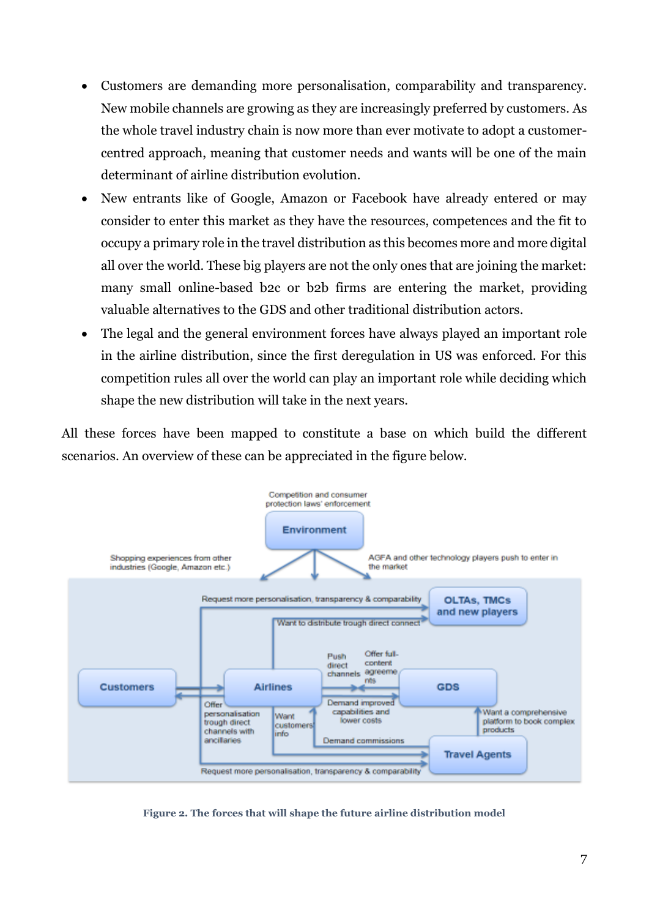- Customers are demanding more personalisation, comparability and transparency. New mobile channels are growing as they are increasingly preferred by customers. As the whole travel industry chain is now more than ever motivate to adopt a customer-centred approach, meaning that customer needs and wants will be one of the main determinant of airline distribution evolution.
- New entrants like of Google, Amazon or Facebook have already entered or may consider to enter this market as they have the resources, competences and the fit to occupy a primary role in the travel distribution as this becomes more and more digital all over the world. These big players are not the only ones that are joining the market: many small online-based b2c or b2b firms are entering the market, providing valuable alternatives to the GDS and other traditional distribution actors.
- The legal and the general environment forces have always played an important role in the airline distribution, since the first deregulation in US was enforced. For this competition rules all over the world can play an important role while deciding which shape the new distribution will take in the next years.

All these forces have been mapped to constitute a base on which build the different scenarios. An overview of these can be appreciated in the figure below.

**Figure 2. The forces that will shape the future airline distribution model**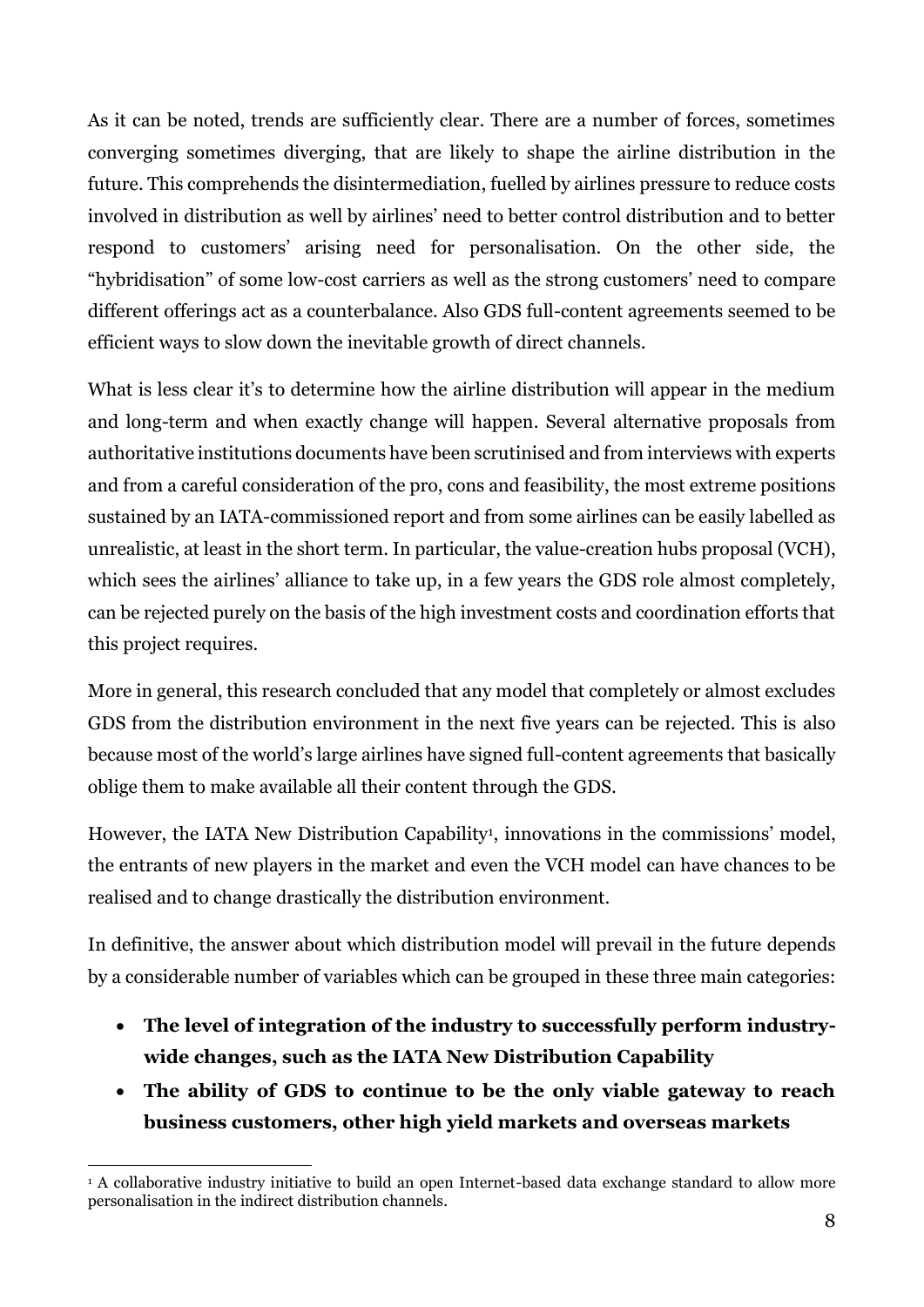As it can be noted, trends are sufficiently clear. There are a number of forces, sometimes converging sometimes diverging, that are likely to shape the airline distribution in the future. This comprehends the disintermediation, fuelled by airlines pressure to reduce costs involved in distribution as well by airlines' need to better control distribution and to better respond to customers' arising need for personalisation. On the other side, the "hybridisation" of some low-cost carriers as well as the strong customers' need to compare different offerings act as a counterbalance. Also GDS full-content agreements seemed to be efficient ways to slow down the inevitable growth of direct channels.

What is less clear it's to determine how the airline distribution will appear in the medium and long-term and when exactly change will happen. Several alternative proposals from authoritative institutions documents have been scrutinised and from interviews with experts and from a careful consideration of the pro, cons and feasibility, the most extreme positions sustained by an IATA-commissioned report and from some airlines can be easily labelled as unrealistic, at least in the short term. In particular, the value-creation hubs proposal (VCH), which sees the airlines' alliance to take up, in a few years the GDS role almost completely, can be rejected purely on the basis of the high investment costs and coordination efforts that this project requires.

More in general, this research concluded that any model that completely or almost excludes GDS from the distribution environment in the next five years can be rejected. This is also because most of the world's large airlines have signed full-content agreements that basically oblige them to make available all their content through the GDS.

However, the IATA New Distribution Capability[1], innovations in the commissions' model, the entrants of new players in the market and even the VCH model can have chances to be realised and to change drastically the distribution environment.

In definitive, the answer about which distribution model will prevail in the future depends by a considerable number of variables which can be grouped in these three main categories:

- **The level of integration of the industry to successfully perform industry-wide changes, such as the IATA New Distribution Capability**
- **The ability of GDS to continue to be the only viable gateway to reach business customers, other high yield markets and overseas markets**

[1] A collaborative industry initiative to build an open Internet-based data exchange standard to allow more personalisation in the indirect distribution channels.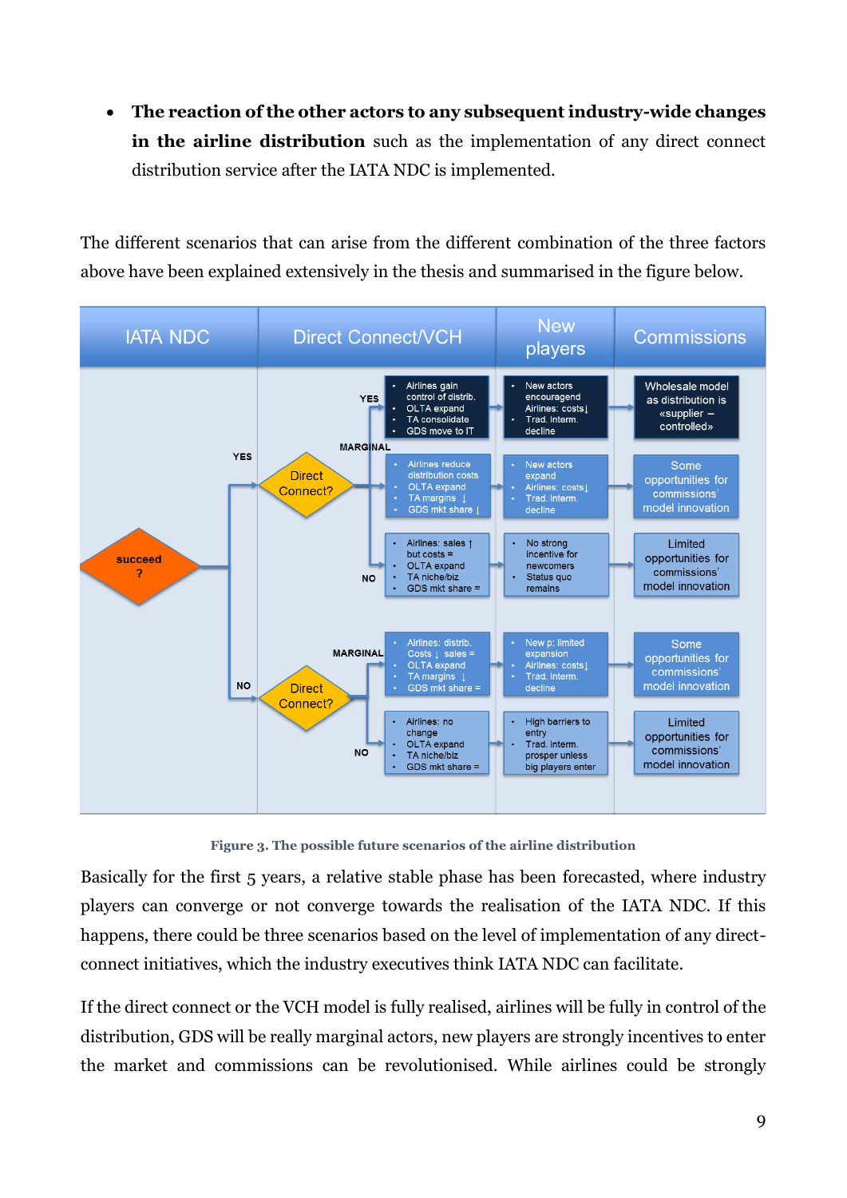- **The reaction of the other actors to any subsequent industry-wide changes in the airline distribution** such as the implementation of any direct connect distribution service after the IATA NDC is implemented.

The different scenarios that can arise from the different combination of the three factors above have been explained extensively in the thesis and summarised in the figure below.

| IATA NDC | Direct Connect/VCH | | New players | Commissions |
|---|---|---|---|---|
| succeed? YES → Direct Connect? | YES | • Airlines gain control of distrib. • OLTA expand • TA consolidate • GDS move to IT | • New actors encouraged • Airlines: costs↓ • Trad. Interm. decline | Wholesale model as distribution is «supplier – controlled» |
| | MARGINAL | • Airlines reduce distribution costs • OLTA expand • TA margins ↓ • GDS mkt share ↓ | • New actors expand • Airlines: costs↓ • Trad. Interm. decline | Some opportunities for commissions' model innovation |
| | NO | • Airlines: sales ↑ but costs = • OLTA expand • TA niche/biz • GDS mkt share = | • No strong incentive for newcomers • Status quo remains | Limited opportunities for commissions' model innovation |
| succeed? NO → Direct Connect? | MARGINAL | • Airlines: distrib. Costs ↓ sales = • OLTA expand • TA margins ↓ • GDS mkt share = | • New p: limited expansion • Airlines: costs↓ • Trad. Interm. decline | Some opportunities for commissions' model innovation |
| | NO | • Airlines: no change • OLTA expand • TA niche/biz • GDS mkt share = | • High barriers to entry • Trad. Interm. prosper unless big players enter | Limited opportunities for commissions' model innovation |

**Figure 3. The possible future scenarios of the airline distribution**

Basically for the first 5 years, a relative stable phase has been forecasted, where industry players can converge or not converge towards the realisation of the IATA NDC. If this happens, there could be three scenarios based on the level of implementation of any direct-connect initiatives, which the industry executives think IATA NDC can facilitate.

If the direct connect or the VCH model is fully realised, airlines will be fully in control of the distribution, GDS will be really marginal actors, new players are strongly incentives to enter the market and commissions can be revolutionised. While airlines could be strongly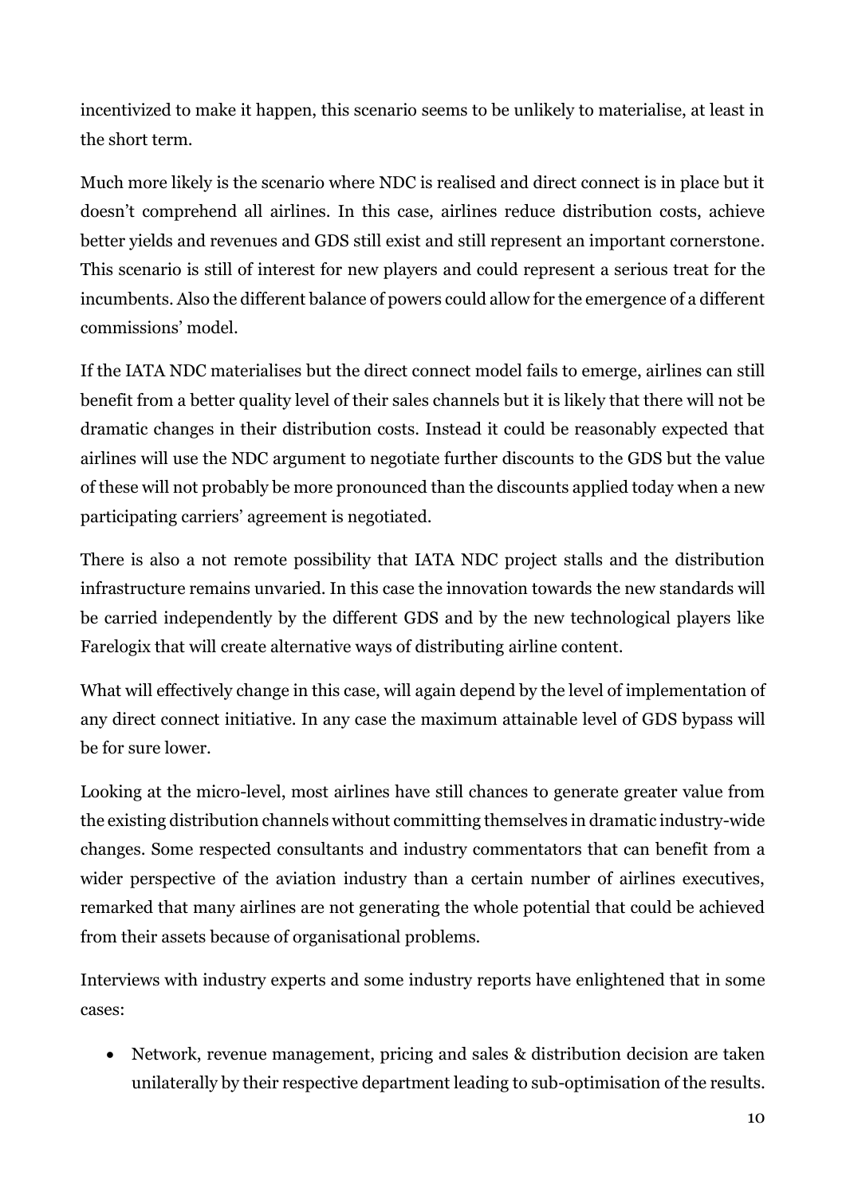incentivized to make it happen, this scenario seems to be unlikely to materialise, at least in the short term.

Much more likely is the scenario where NDC is realised and direct connect is in place but it doesn't comprehend all airlines. In this case, airlines reduce distribution costs, achieve better yields and revenues and GDS still exist and still represent an important cornerstone. This scenario is still of interest for new players and could represent a serious treat for the incumbents. Also the different balance of powers could allow for the emergence of a different commissions' model.

If the IATA NDC materialises but the direct connect model fails to emerge, airlines can still benefit from a better quality level of their sales channels but it is likely that there will not be dramatic changes in their distribution costs. Instead it could be reasonably expected that airlines will use the NDC argument to negotiate further discounts to the GDS but the value of these will not probably be more pronounced than the discounts applied today when a new participating carriers' agreement is negotiated.

There is also a not remote possibility that IATA NDC project stalls and the distribution infrastructure remains unvaried. In this case the innovation towards the new standards will be carried independently by the different GDS and by the new technological players like Farelogix that will create alternative ways of distributing airline content.

What will effectively change in this case, will again depend by the level of implementation of any direct connect initiative. In any case the maximum attainable level of GDS bypass will be for sure lower.

Looking at the micro-level, most airlines have still chances to generate greater value from the existing distribution channels without committing themselves in dramatic industry-wide changes. Some respected consultants and industry commentators that can benefit from a wider perspective of the aviation industry than a certain number of airlines executives, remarked that many airlines are not generating the whole potential that could be achieved from their assets because of organisational problems.

Interviews with industry experts and some industry reports have enlightened that in some cases:

- Network, revenue management, pricing and sales & distribution decision are taken unilaterally by their respective department leading to sub-optimisation of the results.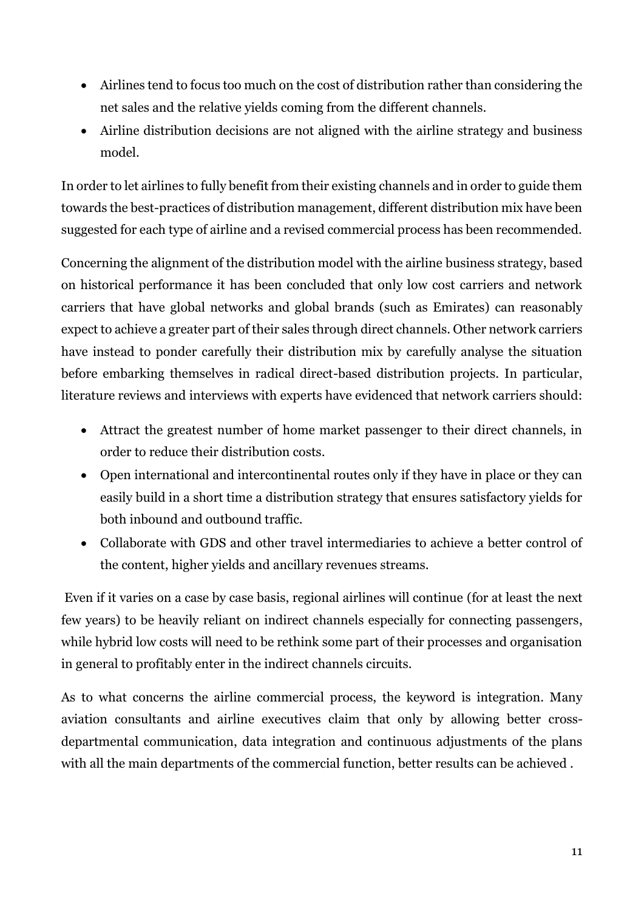- Airlines tend to focus too much on the cost of distribution rather than considering the net sales and the relative yields coming from the different channels.
- Airline distribution decisions are not aligned with the airline strategy and business model.

In order to let airlines to fully benefit from their existing channels and in order to guide them towards the best-practices of distribution management, different distribution mix have been suggested for each type of airline and a revised commercial process has been recommended.

Concerning the alignment of the distribution model with the airline business strategy, based on historical performance it has been concluded that only low cost carriers and network carriers that have global networks and global brands (such as Emirates) can reasonably expect to achieve a greater part of their sales through direct channels. Other network carriers have instead to ponder carefully their distribution mix by carefully analyse the situation before embarking themselves in radical direct-based distribution projects. In particular, literature reviews and interviews with experts have evidenced that network carriers should:

- Attract the greatest number of home market passenger to their direct channels, in order to reduce their distribution costs.
- Open international and intercontinental routes only if they have in place or they can easily build in a short time a distribution strategy that ensures satisfactory yields for both inbound and outbound traffic.
- Collaborate with GDS and other travel intermediaries to achieve a better control of the content, higher yields and ancillary revenues streams.

Even if it varies on a case by case basis, regional airlines will continue (for at least the next few years) to be heavily reliant on indirect channels especially for connecting passengers, while hybrid low costs will need to be rethink some part of their processes and organisation in general to profitably enter in the indirect channels circuits.

As to what concerns the airline commercial process, the keyword is integration. Many aviation consultants and airline executives claim that only by allowing better cross-departmental communication, data integration and continuous adjustments of the plans with all the main departments of the commercial function, better results can be achieved .